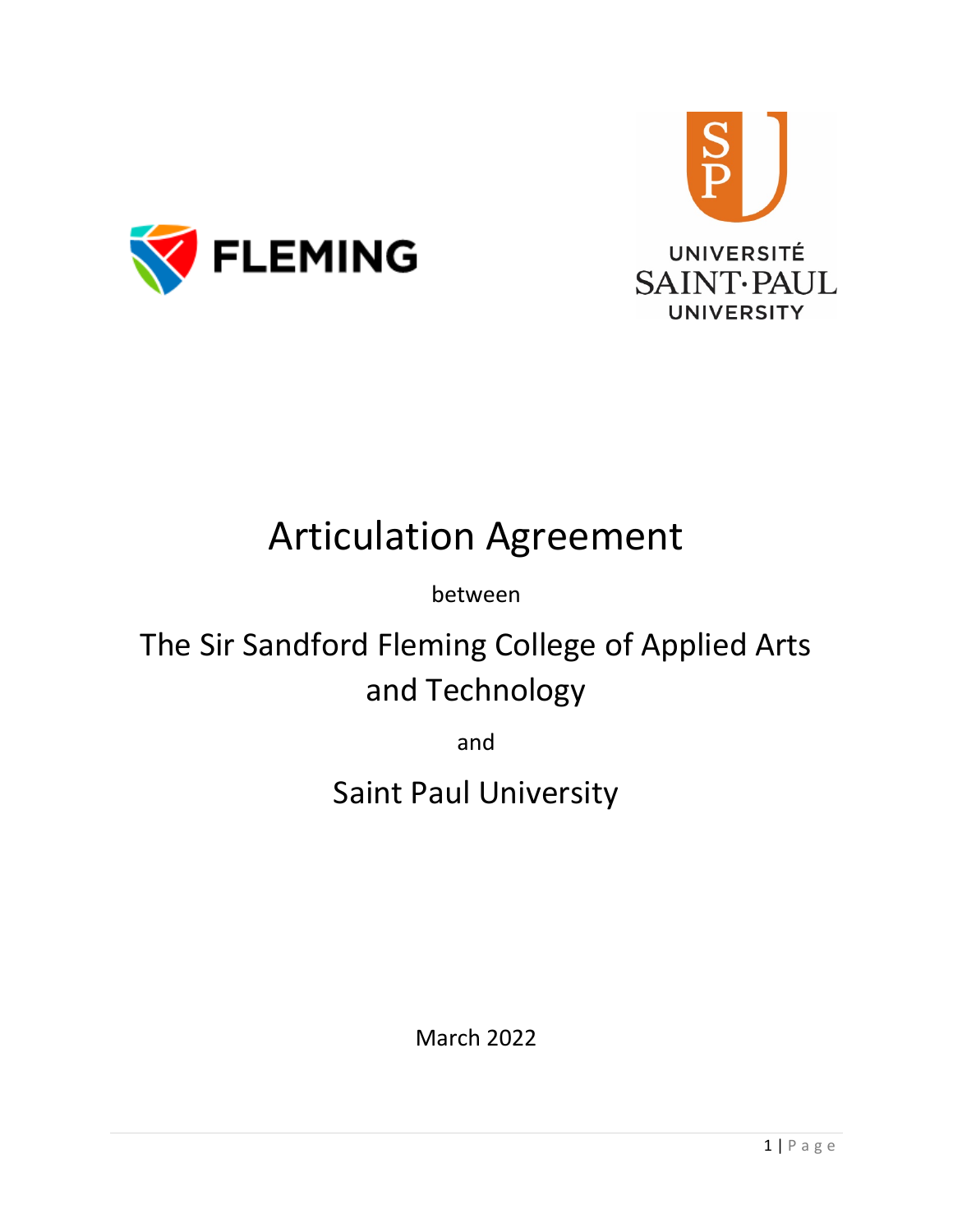# Articulation Agreement

between

## The Sir Sandford Fleming College of Applied Arts and Technology

and

## Saint Paul University

March 2022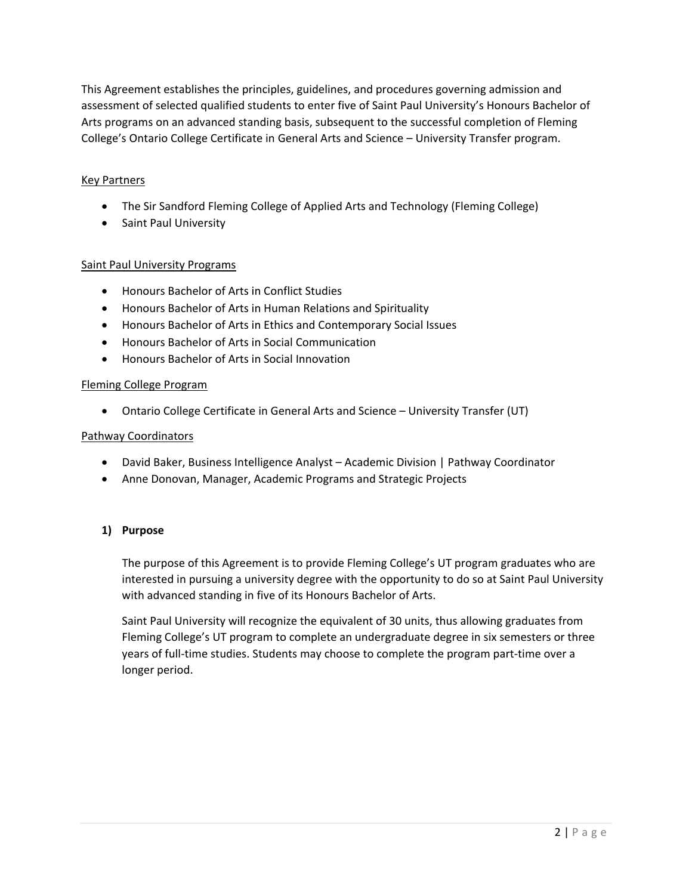This Agreement establishes the principles, guidelines, and procedures governing admission and assessment of selected qualified students to enter five of Saint Paul University's Honours Bachelor of Arts programs on an advanced standing basis, subsequent to the successful completion of Fleming College's Ontario College Certificate in General Arts and Science – University Transfer program.

Key Partners

- The Sir Sandford Fleming College of Applied Arts and Technology (Fleming College)
- Saint Paul University

Saint Paul University Programs

- Honours Bachelor of Arts in Conflict Studies
- Honours Bachelor of Arts in Human Relations and Spirituality
- Honours Bachelor of Arts in Ethics and Contemporary Social Issues
- Honours Bachelor of Arts in Social Communication
- Honours Bachelor of Arts in Social Innovation

Fleming College Program

- Ontario College Certificate in General Arts and Science – University Transfer (UT)

Pathway Coordinators

- David Baker, Business Intelligence Analyst – Academic Division | Pathway Coordinator
- Anne Donovan, Manager, Academic Programs and Strategic Projects

## 1) Purpose

The purpose of this Agreement is to provide Fleming College's UT program graduates who are interested in pursuing a university degree with the opportunity to do so at Saint Paul University with advanced standing in five of its Honours Bachelor of Arts.

Saint Paul University will recognize the equivalent of 30 units, thus allowing graduates from Fleming College's UT program to complete an undergraduate degree in six semesters or three years of full-time studies. Students may choose to complete the program part-time over a longer period.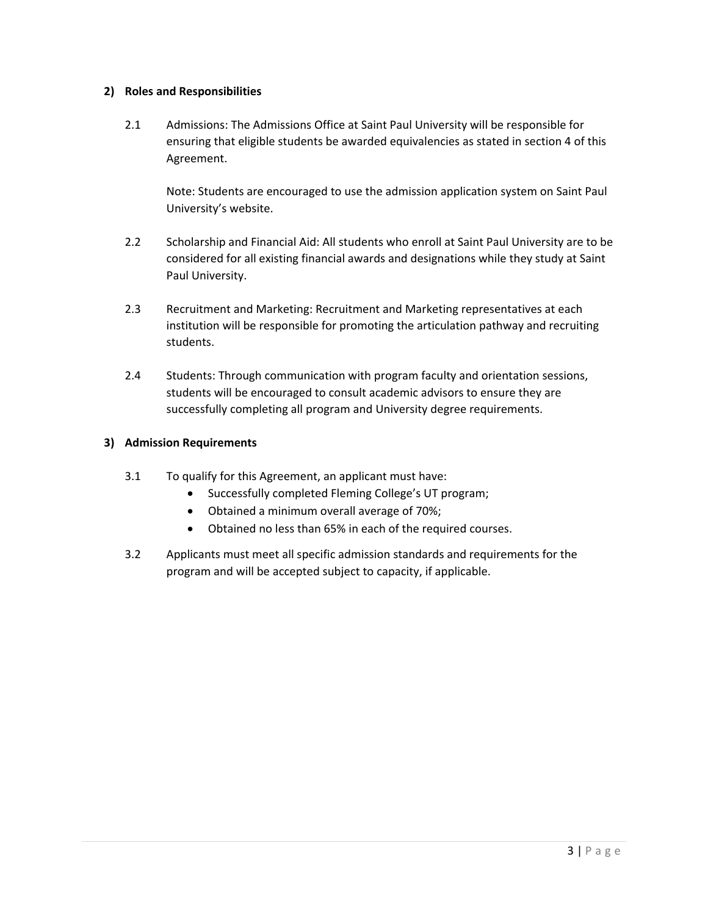## 2) Roles and Responsibilities

2.1 Admissions: The Admissions Office at Saint Paul University will be responsible for ensuring that eligible students be awarded equivalencies as stated in section 4 of this Agreement.

Note: Students are encouraged to use the admission application system on Saint Paul University's website.

2.2 Scholarship and Financial Aid: All students who enroll at Saint Paul University are to be considered for all existing financial awards and designations while they study at Saint Paul University.

2.3 Recruitment and Marketing: Recruitment and Marketing representatives at each institution will be responsible for promoting the articulation pathway and recruiting students.

2.4 Students: Through communication with program faculty and orientation sessions, students will be encouraged to consult academic advisors to ensure they are successfully completing all program and University degree requirements.

## 3) Admission Requirements

3.1 To qualify for this Agreement, an applicant must have:

- Successfully completed Fleming College's UT program;
- Obtained a minimum overall average of 70%;
- Obtained no less than 65% in each of the required courses.

3.2 Applicants must meet all specific admission standards and requirements for the program and will be accepted subject to capacity, if applicable.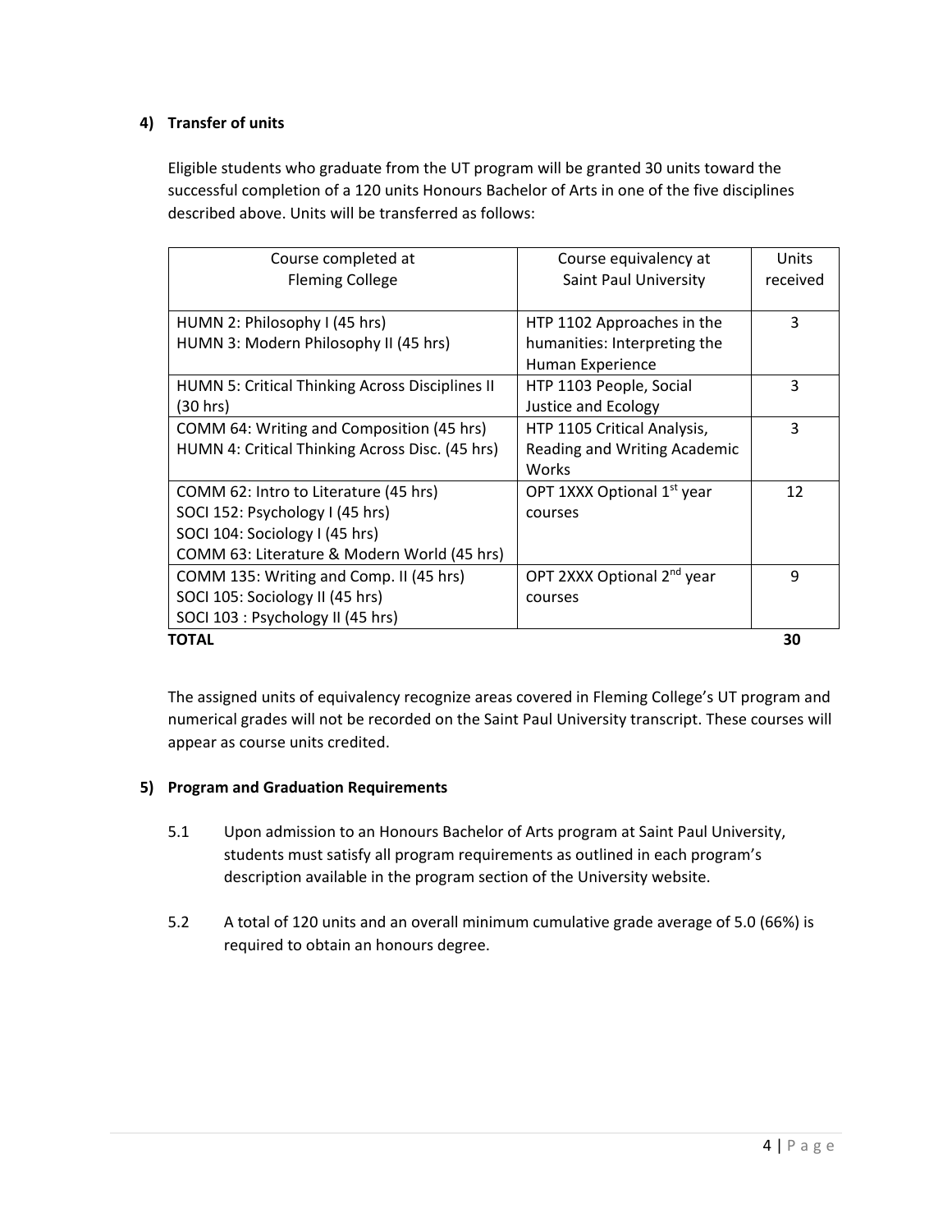### 4) Transfer of units

Eligible students who graduate from the UT program will be granted 30 units toward the successful completion of a 120 units Honours Bachelor of Arts in one of the five disciplines described above. Units will be transferred as follows:

| Course completed at Fleming College | Course equivalency at Saint Paul University | Units received |
|---|---|---|
| HUMN 2: Philosophy I (45 hrs)<br>HUMN 3: Modern Philosophy II (45 hrs) | HTP 1102 Approaches in the humanities: Interpreting the Human Experience | 3 |
| HUMN 5: Critical Thinking Across Disciplines II (30 hrs) | HTP 1103 People, Social Justice and Ecology | 3 |
| COMM 64: Writing and Composition (45 hrs)<br>HUMN 4: Critical Thinking Across Disc. (45 hrs) | HTP 1105 Critical Analysis, Reading and Writing Academic Works | 3 |
| COMM 62: Intro to Literature (45 hrs)<br>SOCI 152: Psychology I (45 hrs)<br>SOCI 104: Sociology I (45 hrs)<br>COMM 63: Literature & Modern World (45 hrs) | OPT 1XXX Optional 1st year courses | 12 |
| COMM 135: Writing and Comp. II (45 hrs)<br>SOCI 105: Sociology II (45 hrs)<br>SOCI 103 : Psychology II (45 hrs) | OPT 2XXX Optional 2nd year courses | 9 |
| **TOTAL** | | **30** |

The assigned units of equivalency recognize areas covered in Fleming College's UT program and numerical grades will not be recorded on the Saint Paul University transcript. These courses will appear as course units credited.

### 5) Program and Graduation Requirements

5.1 Upon admission to an Honours Bachelor of Arts program at Saint Paul University, students must satisfy all program requirements as outlined in each program's description available in the program section of the University website.

5.2 A total of 120 units and an overall minimum cumulative grade average of 5.0 (66%) is required to obtain an honours degree.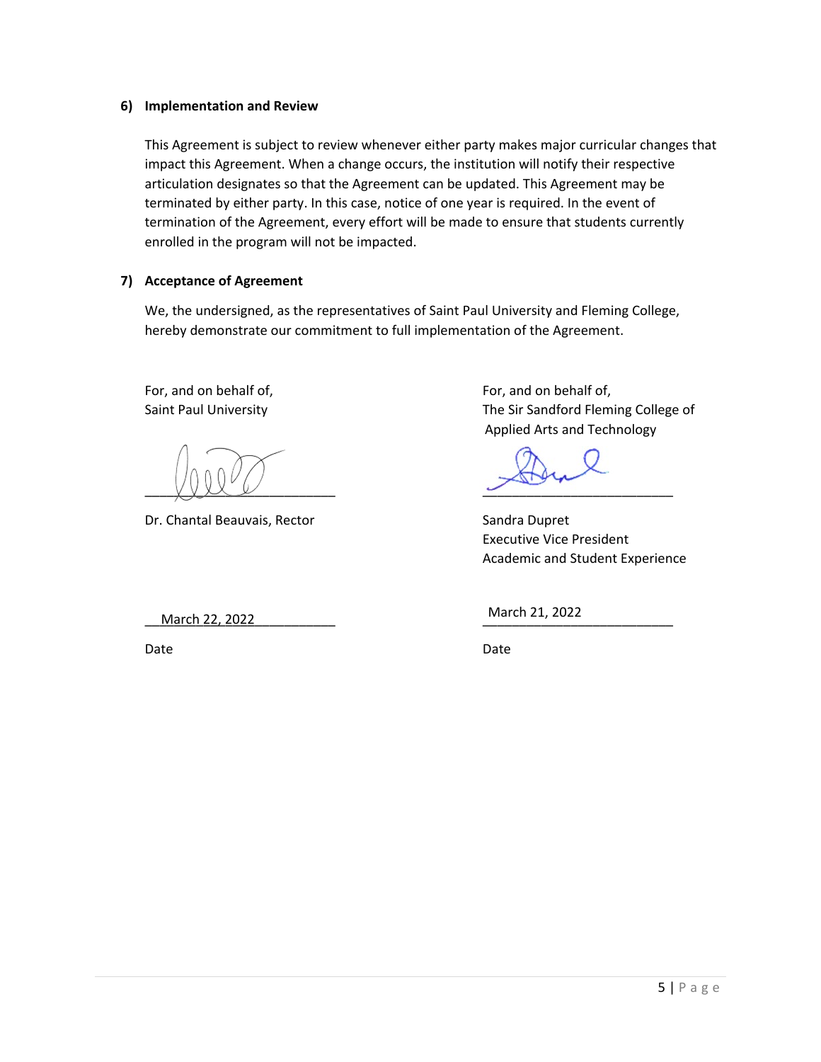**6) Implementation and Review**

This Agreement is subject to review whenever either party makes major curricular changes that impact this Agreement. When a change occurs, the institution will notify their respective articulation designates so that the Agreement can be updated. This Agreement may be terminated by either party. In this case, notice of one year is required. In the event of termination of the Agreement, every effort will be made to ensure that students currently enrolled in the program will not be impacted.

**7) Acceptance of Agreement**

We, the undersigned, as the representatives of Saint Paul University and Fleming College, hereby demonstrate our commitment to full implementation of the Agreement.

For, and on behalf of,
Saint Paul University

\_\_\_\_\_\_\_\_\_\_\_\_\_\_\_\_\_\_\_\_\_\_\_\_\_\_

Dr. Chantal Beauvais, Rector

March 22, 2022

Date

For, and on behalf of,
The Sir Sandford Fleming College of Applied Arts and Technology

\_\_\_\_\_\_\_\_\_\_\_\_\_\_\_\_\_\_\_\_\_\_\_\_\_\_

Sandra Dupret
Executive Vice President
Academic and Student Experience

March 21, 2022

Date